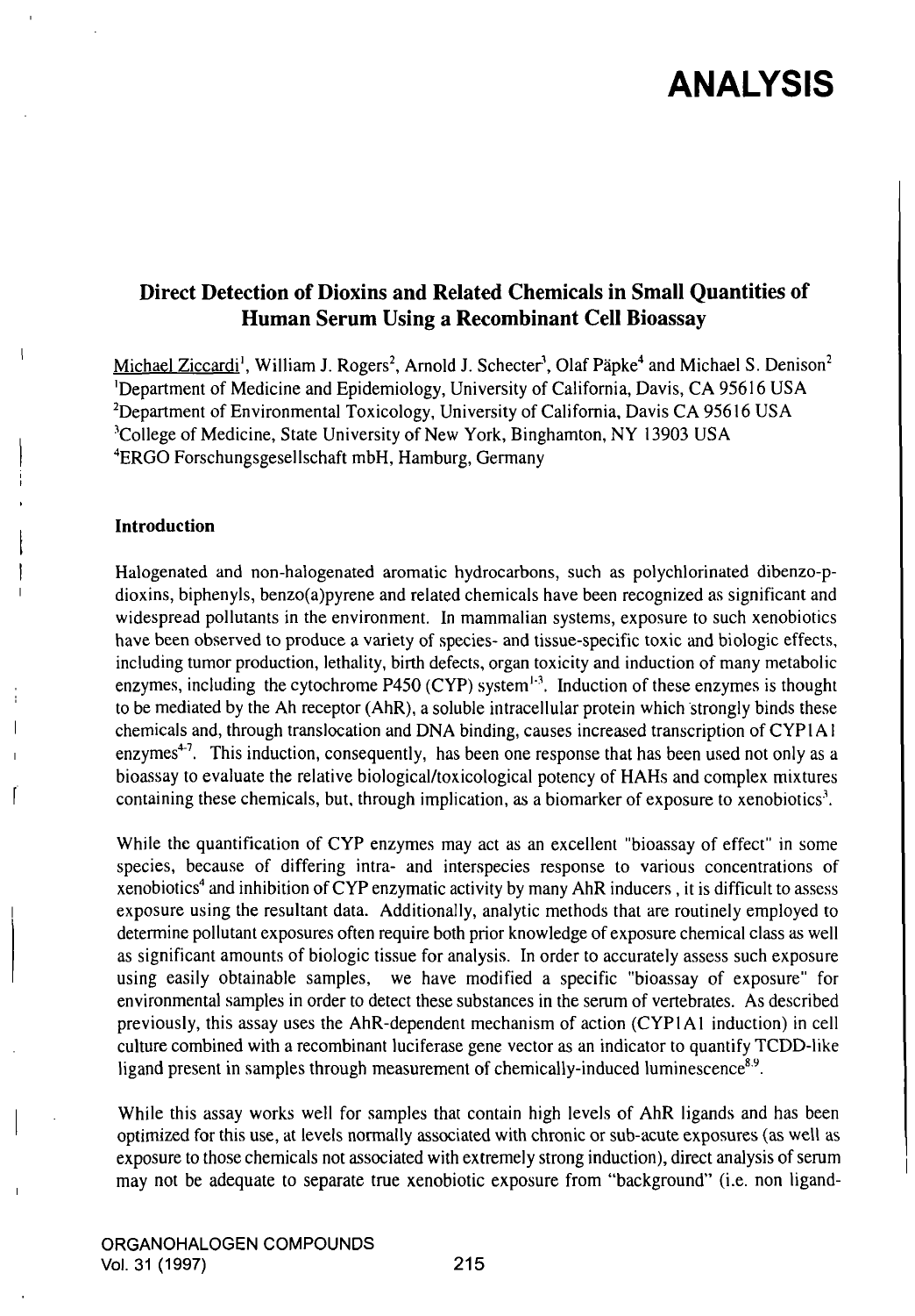# Direct Detection of Dioxins and Related Chemicals in Small Quantities of Human Serum Using a Recombinant Cell Bioassay

Michael Ziccardi[1], William J. Rogers[2], Arnold J. Schecter[3], Olaf Päpke[4] and Michael S. Denison[2]

[1]Department of Medicine and Epidemiology, University of California, Davis, CA 95616 USA
[2]Department of Environmental Toxicology, University of California, Davis CA 95616 USA
[3]College of Medicine, State University of New York, Binghamton, NY 13903 USA
[4]ERGO Forschungsgesellschaft mbH, Hamburg, Germany

## Introduction

Halogenated and non-halogenated aromatic hydrocarbons, such as polychlorinated dibenzo-p-dioxins, biphenyls, benzo(a)pyrene and related chemicals have been recognized as significant and widespread pollutants in the environment. In mammalian systems, exposure to such xenobiotics have been observed to produce a variety of species- and tissue-specific toxic and biologic effects, including tumor production, lethality, birth defects, organ toxicity and induction of many metabolic enzymes, including the cytochrome P450 (CYP) system[1-3]. Induction of these enzymes is thought to be mediated by the Ah receptor (AhR), a soluble intracellular protein which strongly binds these chemicals and, through translocation and DNA binding, causes increased transcription of CYP1A1 enzymes[4-7]. This induction, consequently, has been one response that has been used not only as a bioassay to evaluate the relative biological/toxicological potency of HAHs and complex mixtures containing these chemicals, but, through implication, as a biomarker of exposure to xenobiotics[3].

While the quantification of CYP enzymes may act as an excellent "bioassay of effect" in some species, because of differing intra- and interspecies response to various concentrations of xenobiotics[4] and inhibition of CYP enzymatic activity by many AhR inducers , it is difficult to assess exposure using the resultant data. Additionally, analytic methods that are routinely employed to determine pollutant exposures often require both prior knowledge of exposure chemical class as well as significant amounts of biologic tissue for analysis. In order to accurately assess such exposure using easily obtainable samples, we have modified a specific "bioassay of exposure" for environmental samples in order to detect these substances in the serum of vertebrates. As described previously, this assay uses the AhR-dependent mechanism of action (CYP1A1 induction) in cell culture combined with a recombinant luciferase gene vector as an indicator to quantify TCDD-like ligand present in samples through measurement of chemically-induced luminescence[8,9].

While this assay works well for samples that contain high levels of AhR ligands and has been optimized for this use, at levels normally associated with chronic or sub-acute exposures (as well as exposure to those chemicals not associated with extremely strong induction), direct analysis of serum may not be adequate to separate true xenobiotic exposure from "background" (i.e. non ligand-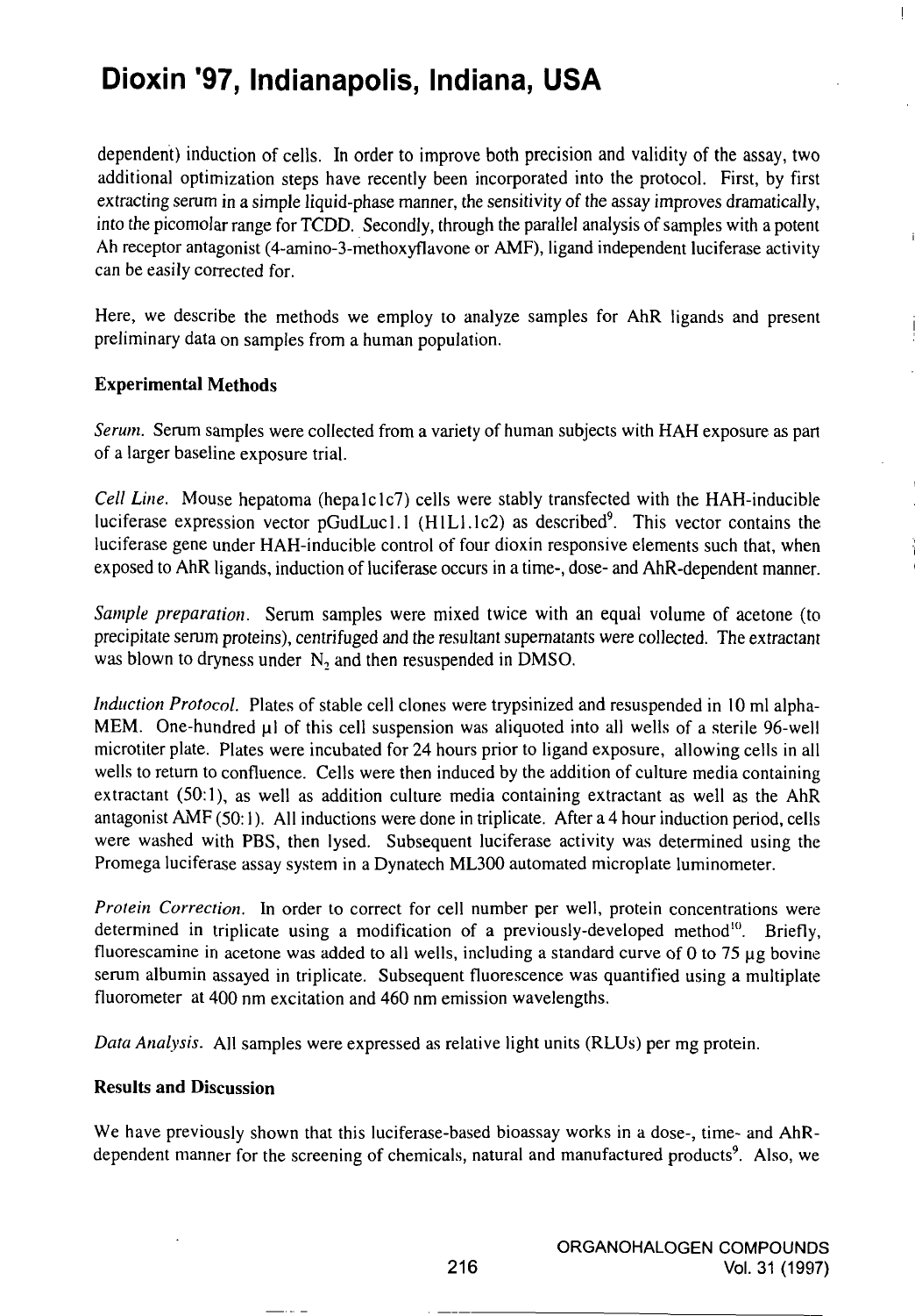dependent) induction of cells. In order to improve both precision and validity of the assay, two additional optimization steps have recently been incorporated into the protocol. First, by first extracting serum in a simple liquid-phase manner, the sensitivity of the assay improves dramatically, into the picomolar range for TCDD. Secondly, through the parallel analysis of samples with a potent Ah receptor antagonist (4-amino-3-methoxyflavone or AMF), ligand independent luciferase activity can be easily corrected for.

Here, we describe the methods we employ to analyze samples for AhR ligands and present preliminary data on samples from a human population.

## Experimental Methods

*Serum.* Serum samples were collected from a variety of human subjects with HAH exposure as part of a larger baseline exposure trial.

*Cell Line.* Mouse hepatoma (hepa1c1c7) cells were stably transfected with the HAH-inducible luciferase expression vector pGudLuc1.1 (H1L1.1c2) as described[9]. This vector contains the luciferase gene under HAH-inducible control of four dioxin responsive elements such that, when exposed to AhR ligands, induction of luciferase occurs in a time-, dose- and AhR-dependent manner.

*Sample preparation.* Serum samples were mixed twice with an equal volume of acetone (to precipitate serum proteins), centrifuged and the resultant supernatants were collected. The extractant was blown to dryness under $N_2$ and then resuspended in DMSO.

*Induction Protocol.* Plates of stable cell clones were trypsinized and resuspended in 10 ml alpha-MEM. One-hundred µl of this cell suspension was aliquoted into all wells of a sterile 96-well microtiter plate. Plates were incubated for 24 hours prior to ligand exposure, allowing cells in all wells to return to confluence. Cells were then induced by the addition of culture media containing extractant (50:1), as well as addition culture media containing extractant as well as the AhR antagonist AMF (50:1). All inductions were done in triplicate. After a 4 hour induction period, cells were washed with PBS, then lysed. Subsequent luciferase activity was determined using the Promega luciferase assay system in a Dynatech ML300 automated microplate luminometer.

*Protein Correction.* In order to correct for cell number per well, protein concentrations were determined in triplicate using a modification of a previously-developed method[10]. Briefly, fluorescamine in acetone was added to all wells, including a standard curve of 0 to 75 µg bovine serum albumin assayed in triplicate. Subsequent fluorescence was quantified using a multiplate fluorometer at 400 nm excitation and 460 nm emission wavelengths.

*Data Analysis.* All samples were expressed as relative light units (RLUs) per mg protein.

## Results and Discussion

We have previously shown that this luciferase-based bioassay works in a dose-, time- and AhR-dependent manner for the screening of chemicals, natural and manufactured products[9]. Also, we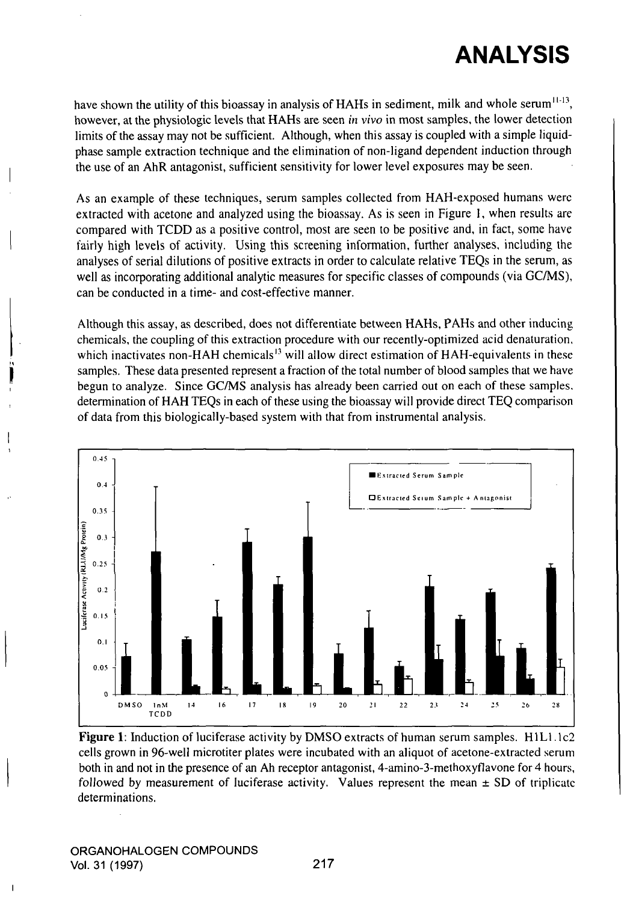have shown the utility of this bioassay in analysis of HAHs in sediment, milk and whole serum[11-13], however, at the physiologic levels that HAHs are seen *in vivo* in most samples, the lower detection limits of the assay may not be sufficient. Although, when this assay is coupled with a simple liquid-phase sample extraction technique and the elimination of non-ligand dependent induction through the use of an AhR antagonist, sufficient sensitivity for lower level exposures may be seen.

As an example of these techniques, serum samples collected from HAH-exposed humans were extracted with acetone and analyzed using the bioassay. As is seen in Figure 1, when results are compared with TCDD as a positive control, most are seen to be positive and, in fact, some have fairly high levels of activity. Using this screening information, further analyses, including the analyses of serial dilutions of positive extracts in order to calculate relative TEQs in the serum, as well as incorporating additional analytic measures for specific classes of compounds (via GC/MS), can be conducted in a time- and cost-effective manner.

Although this assay, as described, does not differentiate between HAHs, PAHs and other inducing chemicals, the coupling of this extraction procedure with our recently-optimized acid denaturation, which inactivates non-HAH chemicals[13] will allow direct estimation of HAH-equivalents in these samples. These data presented represent a fraction of the total number of blood samples that we have begun to analyze. Since GC/MS analysis has already been carried out on each of these samples, determination of HAH TEQs in each of these using the bioassay will provide direct TEQ comparison of data from this biologically-based system with that from instrumental analysis.

**Figure 1**: Induction of luciferase activity by DMSO extracts of human serum samples. H1L1.1c2 cells grown in 96-well microtiter plates were incubated with an aliquot of acetone-extracted serum both in and not in the presence of an Ah receptor antagonist, 4-amino-3-methoxyflavone for 4 hours, followed by measurement of luciferase activity. Values represent the mean ± SD of triplicate determinations.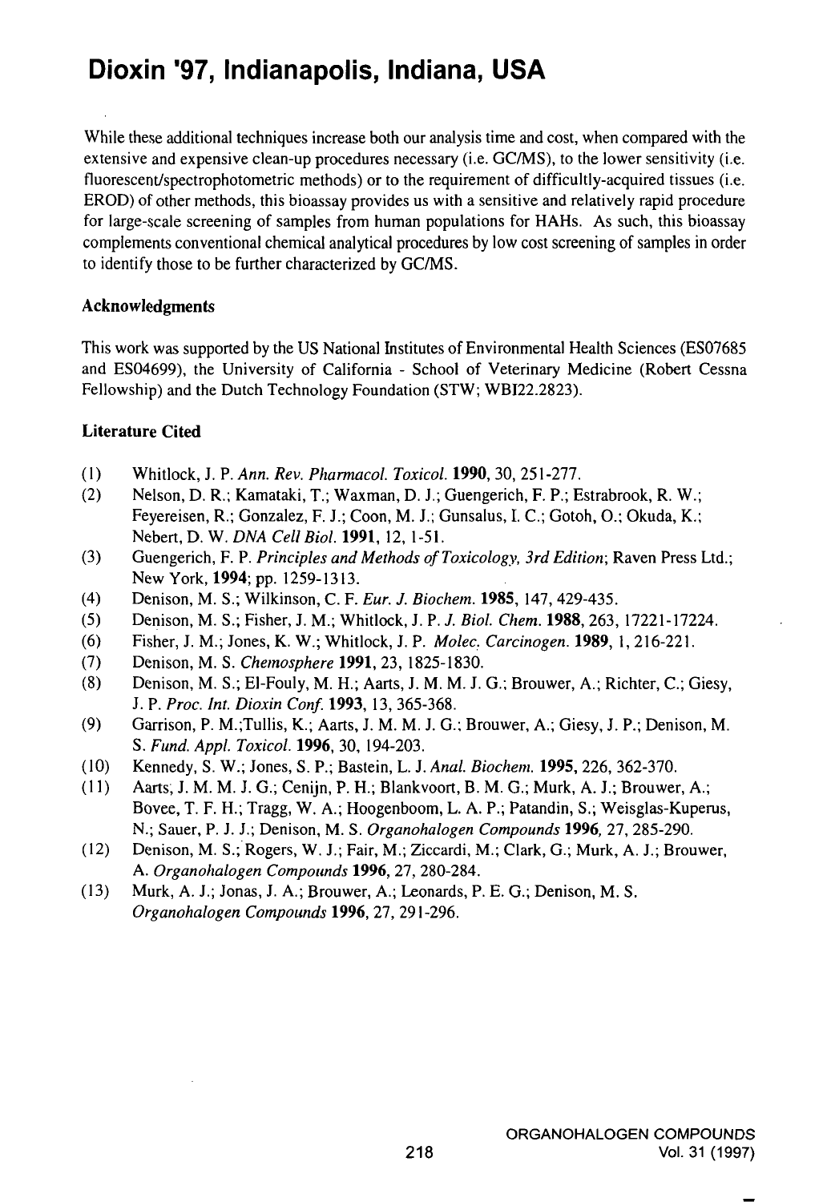While these additional techniques increase both our analysis time and cost, when compared with the extensive and expensive clean-up procedures necessary (i.e. GC/MS), to the lower sensitivity (i.e. fluorescent/spectrophotometric methods) or to the requirement of difficultly-acquired tissues (i.e. EROD) of other methods, this bioassay provides us with a sensitive and relatively rapid procedure for large-scale screening of samples from human populations for HAHs. As such, this bioassay complements conventional chemical analytical procedures by low cost screening of samples in order to identify those to be further characterized by GC/MS.

### Acknowledgments

This work was supported by the US National Institutes of Environmental Health Sciences (ES07685 and ES04699), the University of California - School of Veterinary Medicine (Robert Cessna Fellowship) and the Dutch Technology Foundation (STW; WBI22.2823).

### Literature Cited

(1) Whitlock, J. P. *Ann. Rev. Pharmacol. Toxicol.* **1990**, 30, 251-277.

(2) Nelson, D. R.; Kamataki, T.; Waxman, D. J.; Guengerich, F. P.; Estrabrook, R. W.; Feyereisen, R.; Gonzalez, F. J.; Coon, M. J.; Gunsalus, I. C.; Gotoh, O.; Okuda, K.; Nebert, D. W. *DNA Cell Biol.* **1991**, 12, 1-51.

(3) Guengerich, F. P. *Principles and Methods of Toxicology, 3rd Edition*; Raven Press Ltd.; New York, **1994**; pp. 1259-1313.

(4) Denison, M. S.; Wilkinson, C. F. *Eur. J. Biochem.* **1985**, 147, 429-435.

(5) Denison, M. S.; Fisher, J. M.; Whitlock, J. P. *J. Biol. Chem.* **1988**, 263, 17221-17224.

(6) Fisher, J. M.; Jones, K. W.; Whitlock, J. P. *Molec. Carcinogen.* **1989**, 1, 216-221.

(7) Denison, M. S. *Chemosphere* **1991**, 23, 1825-1830.

(8) Denison, M. S.; El-Fouly, M. H.; Aarts, J. M. M. J. G.; Brouwer, A.; Richter, C.; Giesy, J. P. *Proc. Int. Dioxin Conf.* **1993**, 13, 365-368.

(9) Garrison, P. M.;Tullis, K.; Aarts, J. M. M. J. G.; Brouwer, A.; Giesy, J. P.; Denison, M. S. *Fund. Appl. Toxicol.* **1996**, 30, 194-203.

(10) Kennedy, S. W.; Jones, S. P.; Bastein, L. J. *Anal. Biochem.* **1995**, 226, 362-370.

(11) Aarts, J. M. M. J. G.; Cenijn, P. H.; Blankvoort, B. M. G.; Murk, A. J.; Brouwer, A.; Bovee, T. F. H.; Tragg, W. A.; Hoogenboom, L. A. P.; Patandin, S.; Weisglas-Kuperus, N.; Sauer, P. J. J.; Denison, M. S. *Organohalogen Compounds* **1996**, 27, 285-290.

(12) Denison, M. S.; Rogers, W. J.; Fair, M.; Ziccardi, M.; Clark, G.; Murk, A. J.; Brouwer, A. *Organohalogen Compounds* **1996**, 27, 280-284.

(13) Murk, A. J.; Jonas, J. A.; Brouwer, A.; Leonards, P. E. G.; Denison, M. S. *Organohalogen Compounds* **1996**, 27, 291-296.